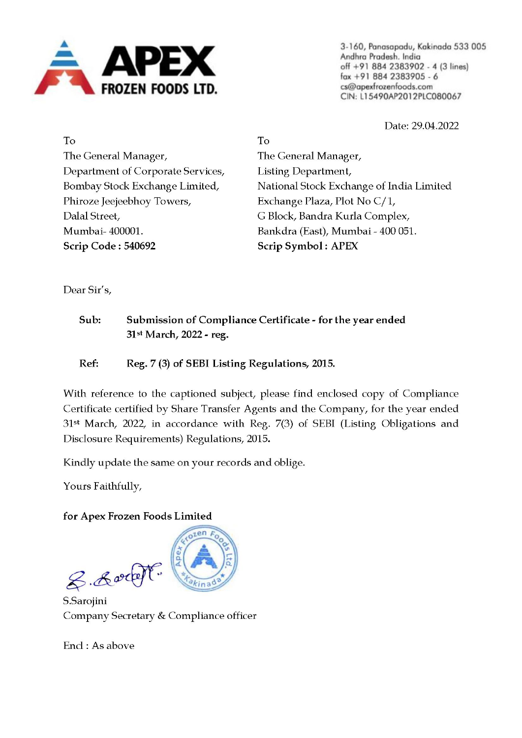**APEX FROZEN FOODS LTD.**

3-160, Panasapadu, Kakinada 533 005
Andhra Pradesh. India
off +91 884 2383902 - 4 (3 lines)
fax +91 884 2383905 - 6
cs@apexfrozenfoods.com
CIN: L15490AP2012PLC080067

Date: 29.04.2022

To
The General Manager,
Department of Corporate Services,
Bombay Stock Exchange Limited,
Phiroze Jeejeebhoy Towers,
Dalal Street,
Mumbai- 400001.
**Scrip Code : 540692**

To
The General Manager,
Listing Department,
National Stock Exchange of India Limited
Exchange Plaza, Plot No C/1,
G Block, Bandra Kurla Complex,
Bankdra (East), Mumbai - 400 051.
**Scrip Symbol : APEX**

Dear Sir's,

**Sub: Submission of Compliance Certificate - for the year ended 31st March, 2022 - reg.**

**Ref: Reg. 7 (3) of SEBI Listing Regulations, 2015.**

With reference to the captioned subject, please find enclosed copy of Compliance Certificate certified by Share Transfer Agents and the Company, for the year ended 31st March, 2022, in accordance with Reg. 7(3) of SEBI (Listing Obligations and Disclosure Requirements) Regulations, 2015.

Kindly update the same on your records and oblige.

Yours Faithfully,

**for Apex Frozen Foods Limited**

S.Sarojini
Company Secretary & Compliance officer

Encl : As above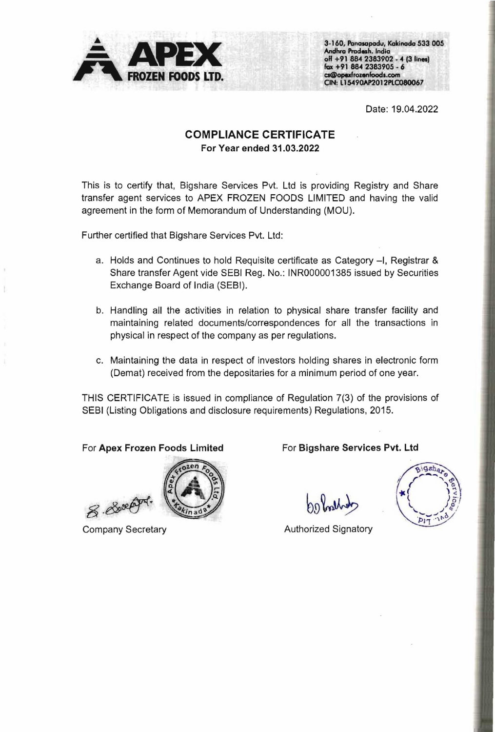**APEX FROZEN FOODS LTD.**

3-160, Panasapadu, Kakinada 533 005
Andhra Pradesh. India
off +91 884 2383902 - 4 (3 lines)
fax +91 884 2383905 - 6
cs@apexfrozenfoods.com
CIN: L15490AP2012PLC080067

Date: 19.04.2022

## COMPLIANCE CERTIFICATE

**For Year ended 31.03.2022**

This is to certify that, Bigshare Services Pvt. Ltd is providing Registry and Share transfer agent services to APEX FROZEN FOODS LIMITED and having the valid agreement in the form of Memorandum of Understanding (MOU).

Further certified that Bigshare Services Pvt. Ltd:

a. Holds and Continues to hold Requisite certificate as Category –I, Registrar & Share transfer Agent vide SEBI Reg. No.: INR000001385 issued by Securities Exchange Board of India (SEBI).

b. Handling all the activities in relation to physical share transfer facility and maintaining related documents/correspondences for all the transactions in physical in respect of the company as per regulations.

c. Maintaining the data in respect of investors holding shares in electronic form (Demat) received from the depositaries for a minimum period of one year.

THIS CERTIFICATE is issued in compliance of Regulation 7(3) of the provisions of SEBI (Listing Obligations and disclosure requirements) Regulations, 2015.

For **Apex Frozen Foods Limited**

Company Secretary

For **Bigshare Services Pvt. Ltd**

Authorized Signatory